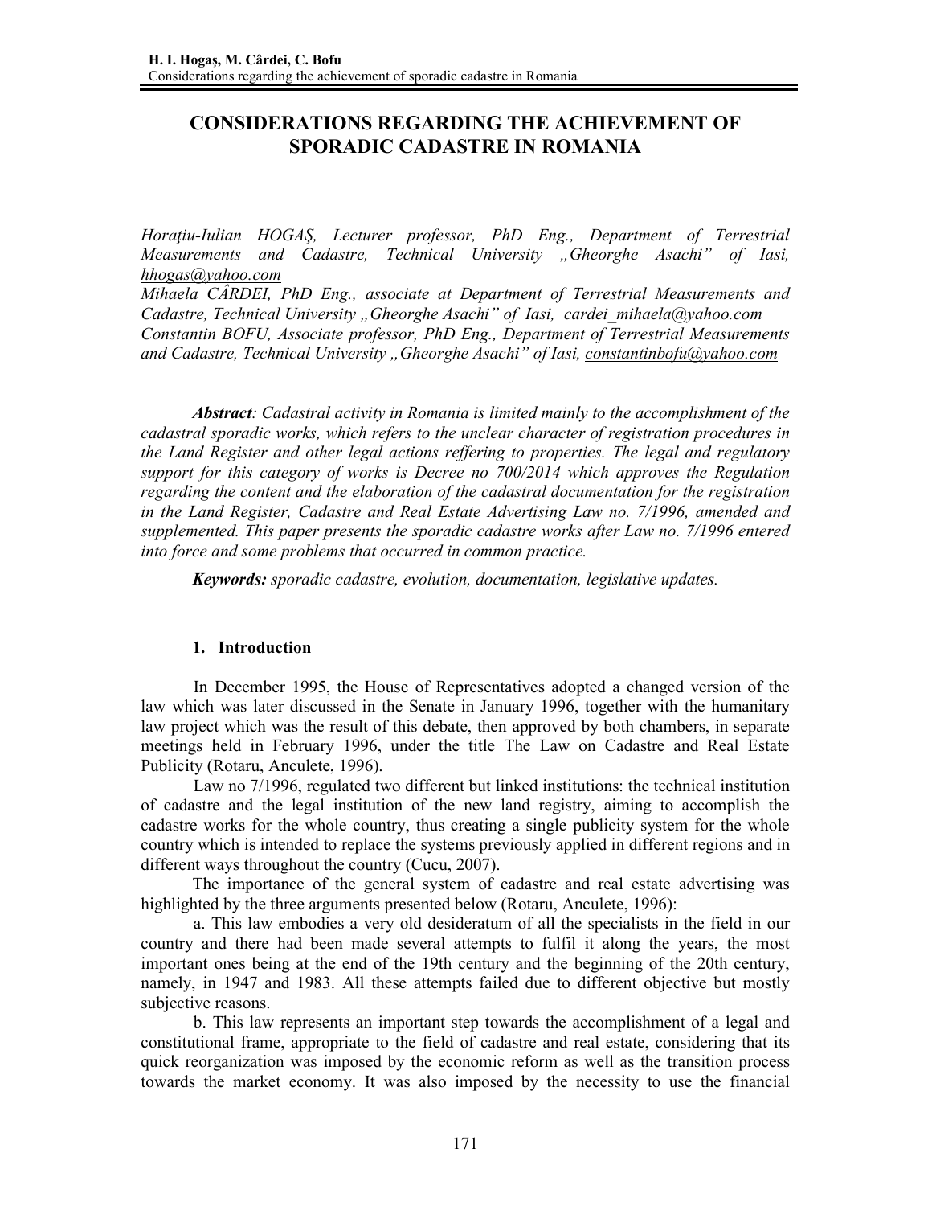# CONSIDERATIONS REGARDING THE ACHIEVEMENT OF SPORADIC CADASTRE IN ROMANIA

*Horaţiu-Iulian HOGAŞ, Lecturer professor, PhD Eng., Department of Terrestrial Measurements and Cadastre, Technical University „Gheorghe Asachi" of Iasi, hhogas@yahoo.com*

*Mihaela CÂRDEI, PhD Eng., associate at Department of Terrestrial Measurements and Cadastre, Technical University „Gheorghe Asachi" of Iasi, cardei_mihaela@yahoo.com*

*Constantin BOFU, Associate professor, PhD Eng., Department of Terrestrial Measurements and Cadastre, Technical University „Gheorghe Asachi" of Iasi, constantinbofu@yahoo.com*

***Abstract**: Cadastral activity in Romania is limited mainly to the accomplishment of the cadastral sporadic works, which refers to the unclear character of registration procedures in the Land Register and other legal actions reffering to properties. The legal and regulatory support for this category of works is Decree no 700/2014 which approves the Regulation regarding the content and the elaboration of the cadastral documentation for the registration in the Land Register, Cadastre and Real Estate Advertising Law no. 7/1996, amended and supplemented. This paper presents the sporadic cadastre works after Law no. 7/1996 entered into force and some problems that occurred in common practice.*

***Keywords:** sporadic cadastre, evolution, documentation, legislative updates.*

## 1. Introduction

In December 1995, the House of Representatives adopted a changed version of the law which was later discussed in the Senate in January 1996, together with the humanitary law project which was the result of this debate, then approved by both chambers, in separate meetings held in February 1996, under the title The Law on Cadastre and Real Estate Publicity (Rotaru, Anculete, 1996).

Law no 7/1996, regulated two different but linked institutions: the technical institution of cadastre and the legal institution of the new land registry, aiming to accomplish the cadastre works for the whole country, thus creating a single publicity system for the whole country which is intended to replace the systems previously applied in different regions and in different ways throughout the country (Cucu, 2007).

The importance of the general system of cadastre and real estate advertising was highlighted by the three arguments presented below (Rotaru, Anculete, 1996):

a. This law embodies a very old desideratum of all the specialists in the field in our country and there had been made several attempts to fulfil it along the years, the most important ones being at the end of the 19th century and the beginning of the 20th century, namely, in 1947 and 1983. All these attempts failed due to different objective but mostly subjective reasons.

b. This law represents an important step towards the accomplishment of a legal and constitutional frame, appropriate to the field of cadastre and real estate, considering that its quick reorganization was imposed by the economic reform as well as the transition process towards the market economy. It was also imposed by the necessity to use the financial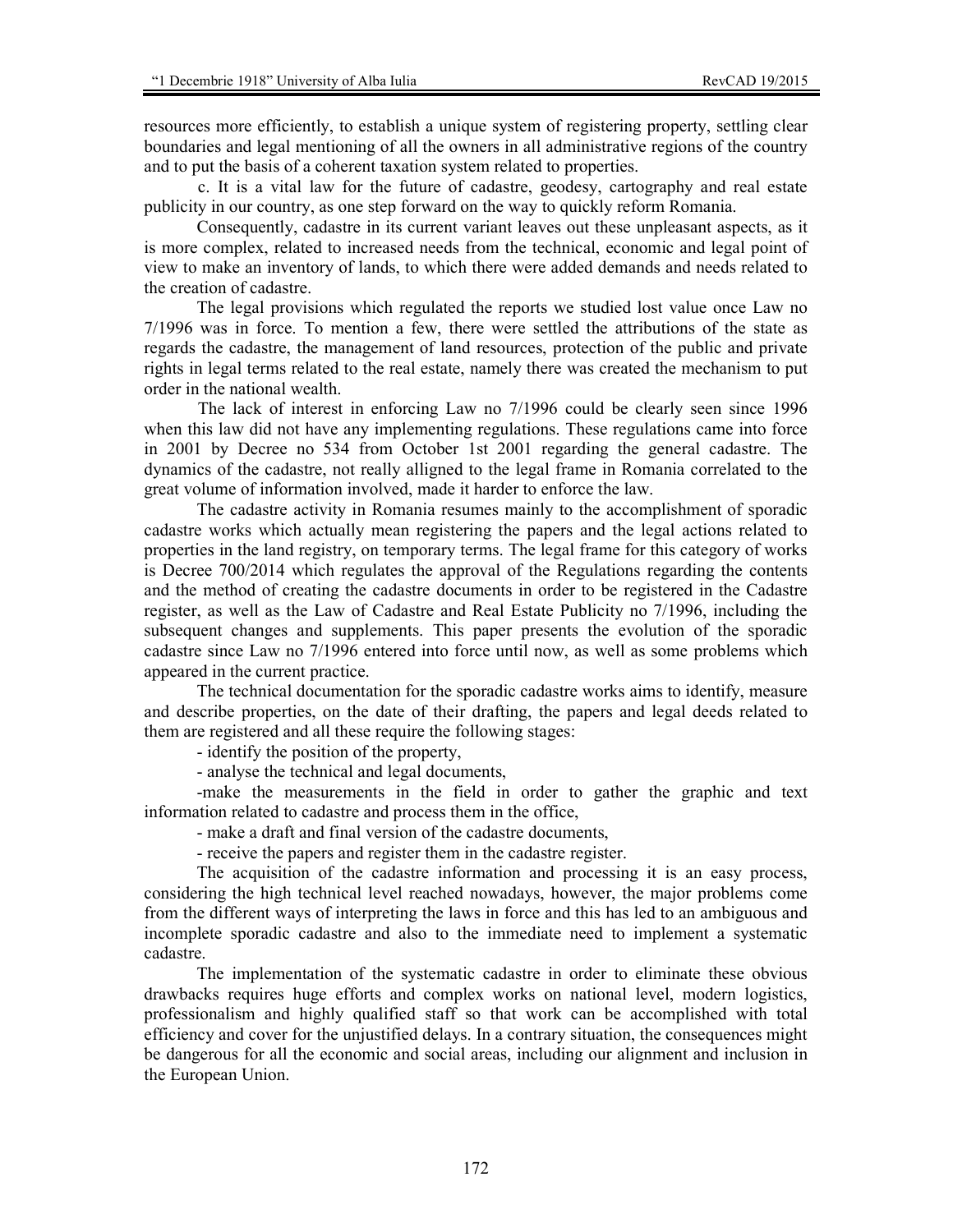resources more efficiently, to establish a unique system of registering property, settling clear boundaries and legal mentioning of all the owners in all administrative regions of the country and to put the basis of a coherent taxation system related to properties.

c. It is a vital law for the future of cadastre, geodesy, cartography and real estate publicity in our country, as one step forward on the way to quickly reform Romania.

Consequently, cadastre in its current variant leaves out these unpleasant aspects, as it is more complex, related to increased needs from the technical, economic and legal point of view to make an inventory of lands, to which there were added demands and needs related to the creation of cadastre.

The legal provisions which regulated the reports we studied lost value once Law no 7/1996 was in force. To mention a few, there were settled the attributions of the state as regards the cadastre, the management of land resources, protection of the public and private rights in legal terms related to the real estate, namely there was created the mechanism to put order in the national wealth.

The lack of interest in enforcing Law no 7/1996 could be clearly seen since 1996 when this law did not have any implementing regulations. These regulations came into force in 2001 by Decree no 534 from October 1st 2001 regarding the general cadastre. The dynamics of the cadastre, not really alligned to the legal frame in Romania correlated to the great volume of information involved, made it harder to enforce the law.

The cadastre activity in Romania resumes mainly to the accomplishment of sporadic cadastre works which actually mean registering the papers and the legal actions related to properties in the land registry, on temporary terms. The legal frame for this category of works is Decree 700/2014 which regulates the approval of the Regulations regarding the contents and the method of creating the cadastre documents in order to be registered in the Cadastre register, as well as the Law of Cadastre and Real Estate Publicity no 7/1996, including the subsequent changes and supplements. This paper presents the evolution of the sporadic cadastre since Law no 7/1996 entered into force until now, as well as some problems which appeared in the current practice.

The technical documentation for the sporadic cadastre works aims to identify, measure and describe properties, on the date of their drafting, the papers and legal deeds related to them are registered and all these require the following stages:

- identify the position of the property,
- analyse the technical and legal documents,
- make the measurements in the field in order to gather the graphic and text information related to cadastre and process them in the office,
- make a draft and final version of the cadastre documents,
- receive the papers and register them in the cadastre register.

The acquisition of the cadastre information and processing it is an easy process, considering the high technical level reached nowadays, however, the major problems come from the different ways of interpreting the laws in force and this has led to an ambiguous and incomplete sporadic cadastre and also to the immediate need to implement a systematic cadastre.

The implementation of the systematic cadastre in order to eliminate these obvious drawbacks requires huge efforts and complex works on national level, modern logistics, professionalism and highly qualified staff so that work can be accomplished with total efficiency and cover for the unjustified delays. In a contrary situation, the consequences might be dangerous for all the economic and social areas, including our alignment and inclusion in the European Union.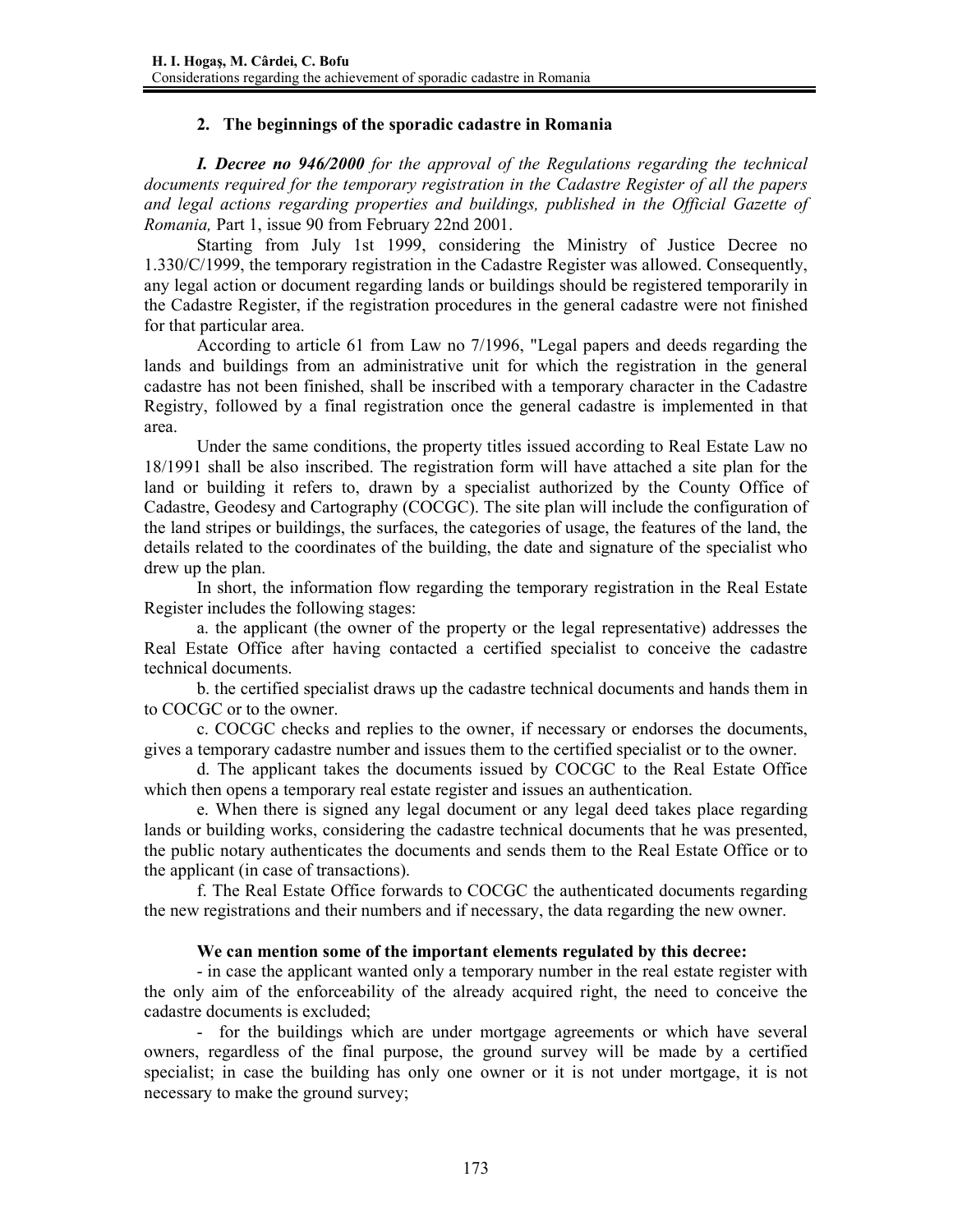## 2. The beginnings of the sporadic cadastre in Romania

***I. Decree no 946/2000*** *for the approval of the Regulations regarding the technical documents required for the temporary registration in the Cadastre Register of all the papers and legal actions regarding properties and buildings, published in the Official Gazette of Romania,* Part 1, issue 90 from February 22nd 2001.

Starting from July 1st 1999, considering the Ministry of Justice Decree no 1.330/C/1999, the temporary registration in the Cadastre Register was allowed. Consequently, any legal action or document regarding lands or buildings should be registered temporarily in the Cadastre Register, if the registration procedures in the general cadastre were not finished for that particular area.

According to article 61 from Law no 7/1996, "Legal papers and deeds regarding the lands and buildings from an administrative unit for which the registration in the general cadastre has not been finished, shall be inscribed with a temporary character in the Cadastre Registry, followed by a final registration once the general cadastre is implemented in that area.

Under the same conditions, the property titles issued according to Real Estate Law no 18/1991 shall be also inscribed. The registration form will have attached a site plan for the land or building it refers to, drawn by a specialist authorized by the County Office of Cadastre, Geodesy and Cartography (COCGC). The site plan will include the configuration of the land stripes or buildings, the surfaces, the categories of usage, the features of the land, the details related to the coordinates of the building, the date and signature of the specialist who drew up the plan.

In short, the information flow regarding the temporary registration in the Real Estate Register includes the following stages:

a. the applicant (the owner of the property or the legal representative) addresses the Real Estate Office after having contacted a certified specialist to conceive the cadastre technical documents.

b. the certified specialist draws up the cadastre technical documents and hands them in to COCGC or to the owner.

c. COCGC checks and replies to the owner, if necessary or endorses the documents, gives a temporary cadastre number and issues them to the certified specialist or to the owner.

d. The applicant takes the documents issued by COCGC to the Real Estate Office which then opens a temporary real estate register and issues an authentication.

e. When there is signed any legal document or any legal deed takes place regarding lands or building works, considering the cadastre technical documents that he was presented, the public notary authenticates the documents and sends them to the Real Estate Office or to the applicant (in case of transactions).

f. The Real Estate Office forwards to COCGC the authenticated documents regarding the new registrations and their numbers and if necessary, the data regarding the new owner.

**We can mention some of the important elements regulated by this decree:**

- in case the applicant wanted only a temporary number in the real estate register with the only aim of the enforceability of the already acquired right, the need to conceive the cadastre documents is excluded;
- for the buildings which are under mortgage agreements or which have several owners, regardless of the final purpose, the ground survey will be made by a certified specialist; in case the building has only one owner or it is not under mortgage, it is not necessary to make the ground survey;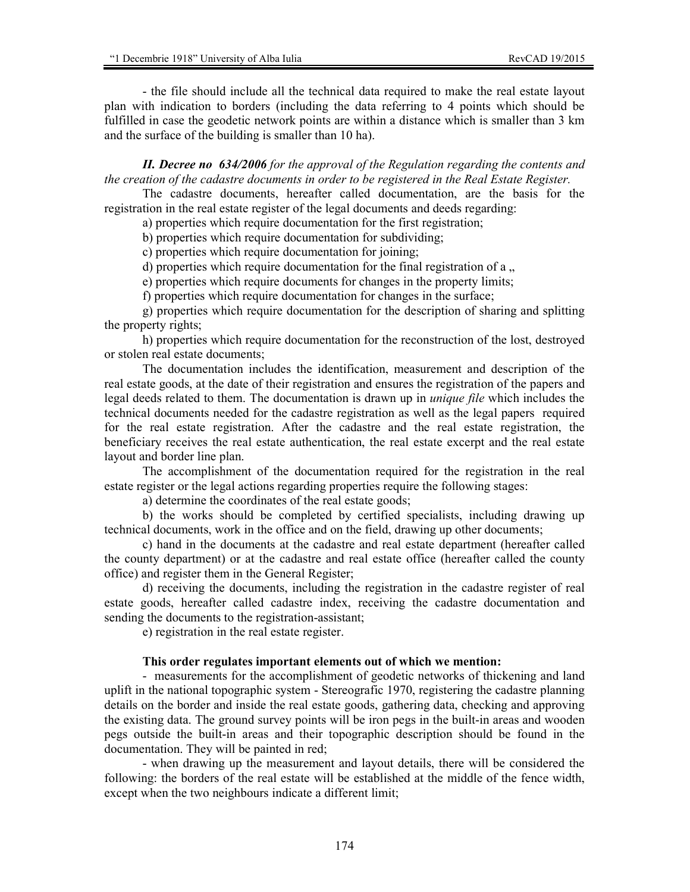- the file should include all the technical data required to make the real estate layout plan with indication to borders (including the data referring to 4 points which should be fulfilled in case the geodetic network points are within a distance which is smaller than 3 km and the surface of the building is smaller than 10 ha).

***II. Decree no 634/2006*** *for the approval of the Regulation regarding the contents and the creation of the cadastre documents in order to be registered in the Real Estate Register.*

The cadastre documents, hereafter called documentation, are the basis for the registration in the real estate register of the legal documents and deeds regarding:

a) properties which require documentation for the first registration;

b) properties which require documentation for subdividing;

c) properties which require documentation for joining;

d) properties which require documentation for the final registration of a „

e) properties which require documents for changes in the property limits;

f) properties which require documentation for changes in the surface;

g) properties which require documentation for the description of sharing and splitting the property rights;

h) properties which require documentation for the reconstruction of the lost, destroyed or stolen real estate documents;

The documentation includes the identification, measurement and description of the real estate goods, at the date of their registration and ensures the registration of the papers and legal deeds related to them. The documentation is drawn up in *unique file* which includes the technical documents needed for the cadastre registration as well as the legal papers required for the real estate registration. After the cadastre and the real estate registration, the beneficiary receives the real estate authentication, the real estate excerpt and the real estate layout and border line plan.

The accomplishment of the documentation required for the registration in the real estate register or the legal actions regarding properties require the following stages:

a) determine the coordinates of the real estate goods;

b) the works should be completed by certified specialists, including drawing up technical documents, work in the office and on the field, drawing up other documents;

c) hand in the documents at the cadastre and real estate department (hereafter called the county department) or at the cadastre and real estate office (hereafter called the county office) and register them in the General Register;

d) receiving the documents, including the registration in the cadastre register of real estate goods, hereafter called cadastre index, receiving the cadastre documentation and sending the documents to the registration-assistant;

e) registration in the real estate register.

**This order regulates important elements out of which we mention:**

- measurements for the accomplishment of geodetic networks of thickening and land uplift in the national topographic system - Stereografic 1970, registering the cadastre planning details on the border and inside the real estate goods, gathering data, checking and approving the existing data. The ground survey points will be iron pegs in the built-in areas and wooden pegs outside the built-in areas and their topographic description should be found in the documentation. They will be painted in red;

- when drawing up the measurement and layout details, there will be considered the following: the borders of the real estate will be established at the middle of the fence width, except when the two neighbours indicate a different limit;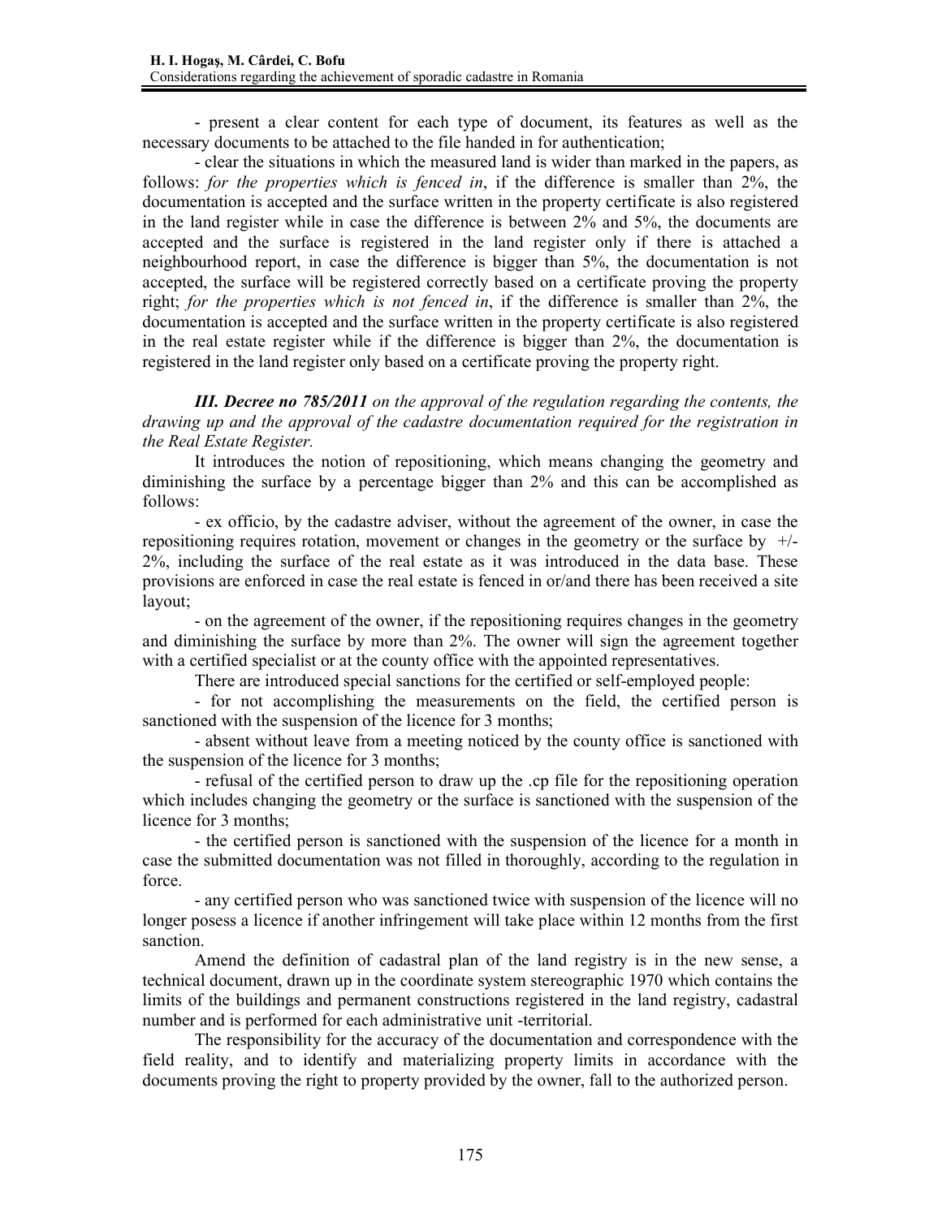- present a clear content for each type of document, its features as well as the necessary documents to be attached to the file handed in for authentication;

- clear the situations in which the measured land is wider than marked in the papers, as follows: *for the properties which is fenced in*, if the difference is smaller than 2%, the documentation is accepted and the surface written in the property certificate is also registered in the land register while in case the difference is between 2% and 5%, the documents are accepted and the surface is registered in the land register only if there is attached a neighbourhood report, in case the difference is bigger than 5%, the documentation is not accepted, the surface will be registered correctly based on a certificate proving the property right; *for the properties which is not fenced in*, if the difference is smaller than 2%, the documentation is accepted and the surface written in the property certificate is also registered in the real estate register while if the difference is bigger than 2%, the documentation is registered in the land register only based on a certificate proving the property right.

***III. Decree no 785/2011*** *on the approval of the regulation regarding the contents, the drawing up and the approval of the cadastre documentation required for the registration in the Real Estate Register.*

It introduces the notion of repositioning, which means changing the geometry and diminishing the surface by a percentage bigger than 2% and this can be accomplished as follows:

- ex officio, by the cadastre adviser, without the agreement of the owner, in case the repositioning requires rotation, movement or changes in the geometry or the surface by +/- 2%, including the surface of the real estate as it was introduced in the data base. These provisions are enforced in case the real estate is fenced in or/and there has been received a site layout;

- on the agreement of the owner, if the repositioning requires changes in the geometry and diminishing the surface by more than 2%. The owner will sign the agreement together with a certified specialist or at the county office with the appointed representatives.

There are introduced special sanctions for the certified or self-employed people:

- for not accomplishing the measurements on the field, the certified person is sanctioned with the suspension of the licence for 3 months;

- absent without leave from a meeting noticed by the county office is sanctioned with the suspension of the licence for 3 months;

- refusal of the certified person to draw up the .cp file for the repositioning operation which includes changing the geometry or the surface is sanctioned with the suspension of the licence for 3 months;

- the certified person is sanctioned with the suspension of the licence for a month in case the submitted documentation was not filled in thoroughly, according to the regulation in force.

- any certified person who was sanctioned twice with suspension of the licence will no longer posess a licence if another infringement will take place within 12 months from the first sanction.

Amend the definition of cadastral plan of the land registry is in the new sense, a technical document, drawn up in the coordinate system stereographic 1970 which contains the limits of the buildings and permanent constructions registered in the land registry, cadastral number and is performed for each administrative unit -territorial.

The responsibility for the accuracy of the documentation and correspondence with the field reality, and to identify and materializing property limits in accordance with the documents proving the right to property provided by the owner, fall to the authorized person.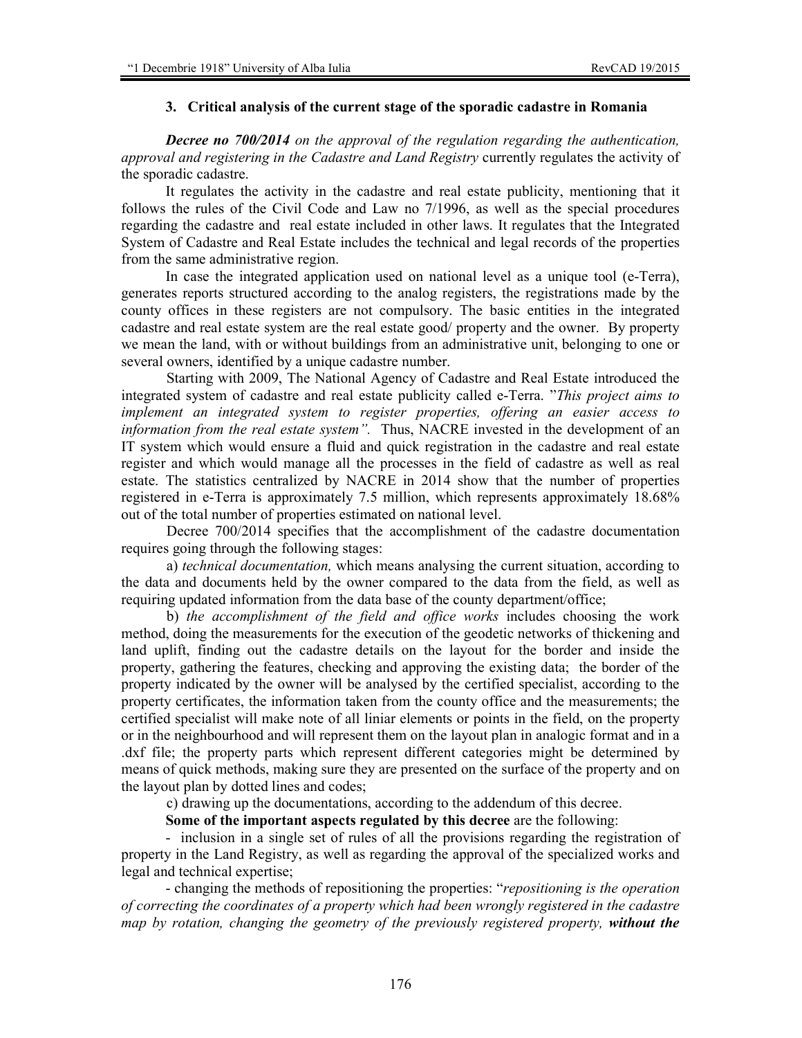### 3. Critical analysis of the current stage of the sporadic cadastre in Romania

***Decree no 700/2014*** *on the approval of the regulation regarding the authentication, approval and registering in the Cadastre and Land Registry* currently regulates the activity of the sporadic cadastre.

It regulates the activity in the cadastre and real estate publicity, mentioning that it follows the rules of the Civil Code and Law no 7/1996, as well as the special procedures regarding the cadastre and real estate included in other laws. It regulates that the Integrated System of Cadastre and Real Estate includes the technical and legal records of the properties from the same administrative region.

In case the integrated application used on national level as a unique tool (e-Terra), generates reports structured according to the analog registers, the registrations made by the county offices in these registers are not compulsory. The basic entities in the integrated cadastre and real estate system are the real estate good/ property and the owner. By property we mean the land, with or without buildings from an administrative unit, belonging to one or several owners, identified by a unique cadastre number.

Starting with 2009, The National Agency of Cadastre and Real Estate introduced the integrated system of cadastre and real estate publicity called e-Terra. "*This project aims to implement an integrated system to register properties, offering an easier access to information from the real estate system".* Thus, NACRE invested in the development of an IT system which would ensure a fluid and quick registration in the cadastre and real estate register and which would manage all the processes in the field of cadastre as well as real estate. The statistics centralized by NACRE in 2014 show that the number of properties registered in e-Terra is approximately 7.5 million, which represents approximately 18.68% out of the total number of properties estimated on national level.

Decree 700/2014 specifies that the accomplishment of the cadastre documentation requires going through the following stages:

a) *technical documentation,* which means analysing the current situation, according to the data and documents held by the owner compared to the data from the field, as well as requiring updated information from the data base of the county department/office;

b) *the accomplishment of the field and office works* includes choosing the work method, doing the measurements for the execution of the geodetic networks of thickening and land uplift, finding out the cadastre details on the layout for the border and inside the property, gathering the features, checking and approving the existing data; the border of the property indicated by the owner will be analysed by the certified specialist, according to the property certificates, the information taken from the county office and the measurements; the certified specialist will make note of all liniar elements or points in the field, on the property or in the neighbourhood and will represent them on the layout plan in analogic format and in a .dxf file; the property parts which represent different categories might be determined by means of quick methods, making sure they are presented on the surface of the property and on the layout plan by dotted lines and codes;

c) drawing up the documentations, according to the addendum of this decree.

**Some of the important aspects regulated by this decree** are the following:

- inclusion in a single set of rules of all the provisions regarding the registration of property in the Land Registry, as well as regarding the approval of the specialized works and legal and technical expertise;

- changing the methods of repositioning the properties: "*repositioning is the operation of correcting the coordinates of a property which had been wrongly registered in the cadastre map by rotation, changing the geometry of the previously registered property,* ***without the***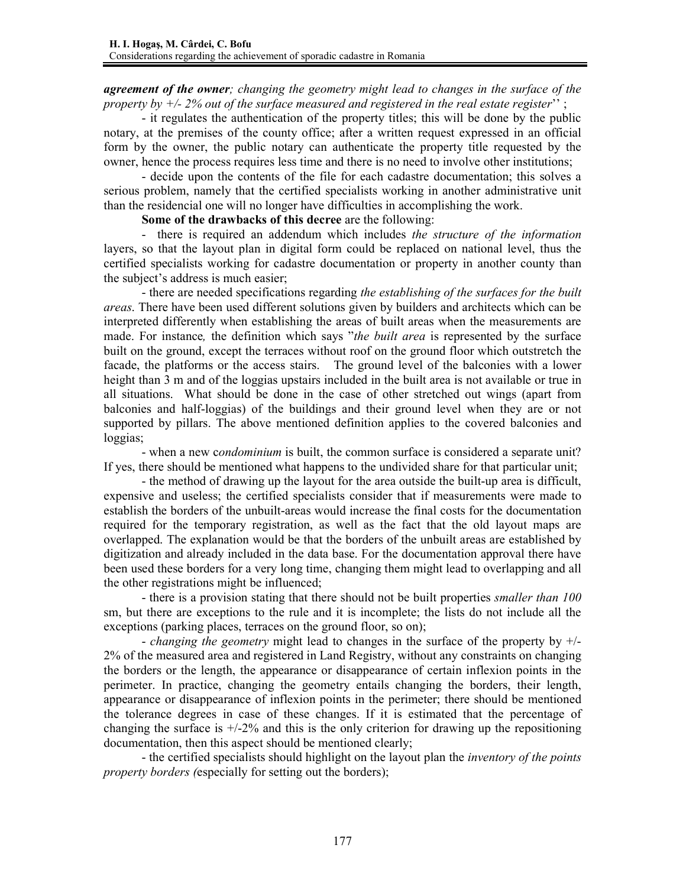***agreement of the owner****; changing the geometry might lead to changes in the surface of the property by +/- 2% out of the surface measured and registered in the real estate register*'' ;

- it regulates the authentication of the property titles; this will be done by the public notary, at the premises of the county office; after a written request expressed in an official form by the owner, the public notary can authenticate the property title requested by the owner, hence the process requires less time and there is no need to involve other institutions;

- decide upon the contents of the file for each cadastre documentation; this solves a serious problem, namely that the certified specialists working in another administrative unit than the residencial one will no longer have difficulties in accomplishing the work.

**Some of the drawbacks of this decree** are the following:

- there is required an addendum which includes *the structure of the information* layers, so that the layout plan in digital form could be replaced on national level, thus the certified specialists working for cadastre documentation or property in another county than the subject's address is much easier;

- there are needed specifications regarding *the establishing of the surfaces for the built areas*. There have been used different solutions given by builders and architects which can be interpreted differently when establishing the areas of built areas when the measurements are made. For instance*,* the definition which says "*the built area* is represented by the surface built on the ground, except the terraces without roof on the ground floor which outstretch the facade, the platforms or the access stairs. The ground level of the balconies with a lower height than 3 m and of the loggias upstairs included in the built area is not available or true in all situations. What should be done in the case of other stretched out wings (apart from balconies and half-loggias) of the buildings and their ground level when they are or not supported by pillars. The above mentioned definition applies to the covered balconies and loggias;

- when a new c*ondominium* is built, the common surface is considered a separate unit? If yes, there should be mentioned what happens to the undivided share for that particular unit;

- the method of drawing up the layout for the area outside the built-up area is difficult, expensive and useless; the certified specialists consider that if measurements were made to establish the borders of the unbuilt-areas would increase the final costs for the documentation required for the temporary registration, as well as the fact that the old layout maps are overlapped. The explanation would be that the borders of the unbuilt areas are established by digitization and already included in the data base. For the documentation approval there have been used these borders for a very long time, changing them might lead to overlapping and all the other registrations might be influenced;

- there is a provision stating that there should not be built properties *smaller than 100* sm, but there are exceptions to the rule and it is incomplete; the lists do not include all the exceptions (parking places, terraces on the ground floor, so on);

- *changing the geometry* might lead to changes in the surface of the property by +/- 2% of the measured area and registered in Land Registry, without any constraints on changing the borders or the length, the appearance or disappearance of certain inflexion points in the perimeter. In practice, changing the geometry entails changing the borders, their length, appearance or disappearance of inflexion points in the perimeter; there should be mentioned the tolerance degrees in case of these changes. If it is estimated that the percentage of changing the surface is +/-2% and this is the only criterion for drawing up the repositioning documentation, then this aspect should be mentioned clearly;

- the certified specialists should highlight on the layout plan the *inventory of the points property borders (*especially for setting out the borders);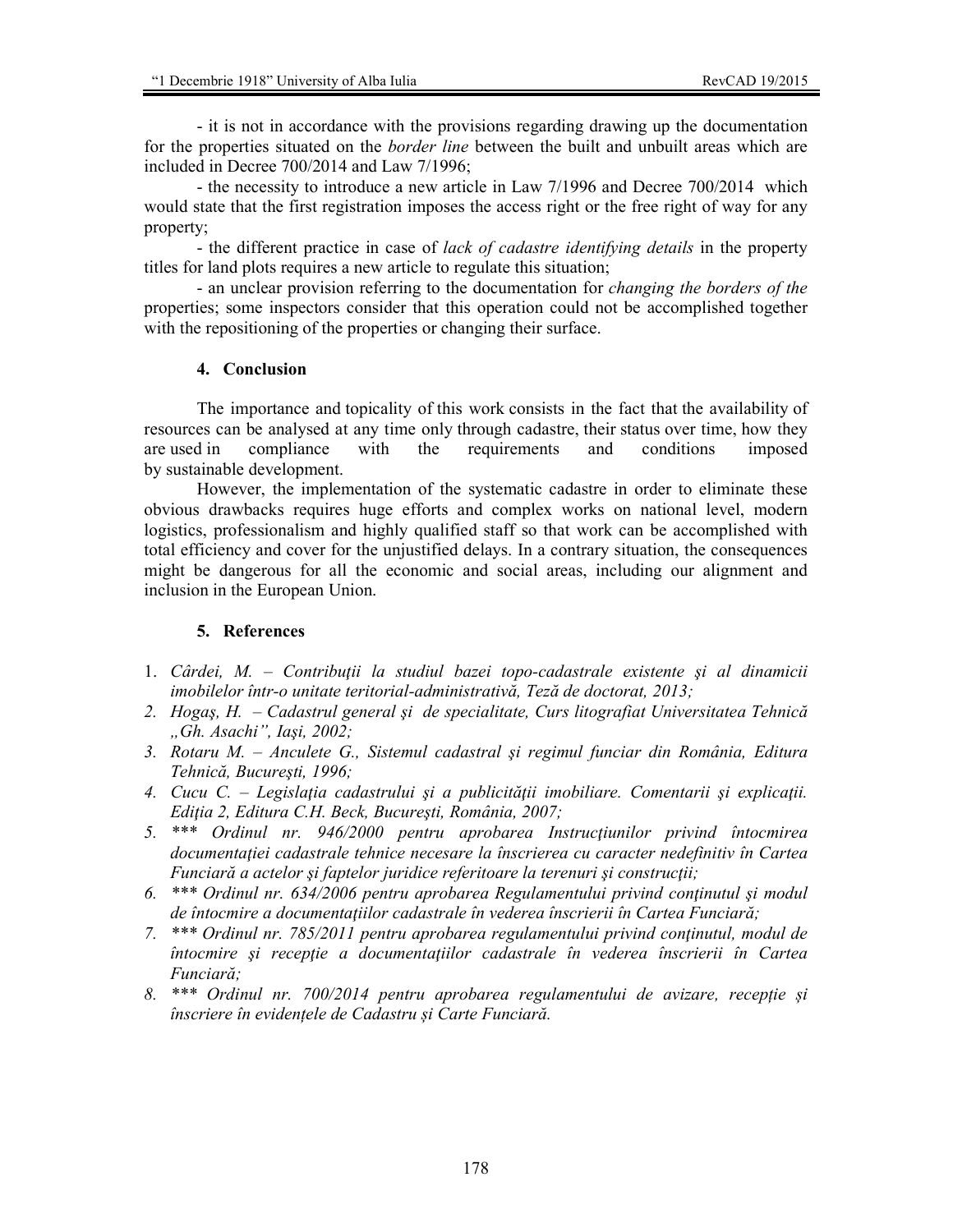- it is not in accordance with the provisions regarding drawing up the documentation for the properties situated on the *border line* between the built and unbuilt areas which are included in Decree 700/2014 and Law 7/1996;

- the necessity to introduce a new article in Law 7/1996 and Decree 700/2014 which would state that the first registration imposes the access right or the free right of way for any property;

- the different practice in case of *lack of cadastre identifying details* in the property titles for land plots requires a new article to regulate this situation;

- an unclear provision referring to the documentation for *changing the borders of the* properties; some inspectors consider that this operation could not be accomplished together with the repositioning of the properties or changing their surface.

## 4. Conclusion

The importance and topicality of this work consists in the fact that the availability of resources can be analysed at any time only through cadastre, their status over time, how they are used in compliance with the requirements and conditions imposed by sustainable development.

However, the implementation of the systematic cadastre in order to eliminate these obvious drawbacks requires huge efforts and complex works on national level, modern logistics, professionalism and highly qualified staff so that work can be accomplished with total efficiency and cover for the unjustified delays. In a contrary situation, the consequences might be dangerous for all the economic and social areas, including our alignment and inclusion in the European Union.

## 5. References

1. *Cârdei, M. – Contribuţii la studiul bazei topo-cadastrale existente şi al dinamicii imobilelor într-o unitate teritorial-administrativă, Teză de doctorat, 2013;*
2. *Hogaş, H. – Cadastrul general şi de specialitate, Curs litografiat Universitatea Tehnică „Gh. Asachi", Iaşi, 2002;*
3. *Rotaru M. – Anculete G., Sistemul cadastral şi regimul funciar din România, Editura Tehnică, Bucureşti, 1996;*
4. *Cucu C. – Legislaţia cadastrului şi a publicităţii imobiliare. Comentarii şi explicaţii. Ediţia 2, Editura C.H. Beck, Bucureşti, România, 2007;*
5. *\*\*\* Ordinul nr. 946/2000 pentru aprobarea Instrucţiunilor privind întocmirea documentaţiei cadastrale tehnice necesare la înscrierea cu caracter nedefinitiv în Cartea Funciară a actelor şi faptelor juridice referitoare la terenuri şi construcţii;*
6. *\*\*\* Ordinul nr. 634/2006 pentru aprobarea Regulamentului privind conţinutul şi modul de întocmire a documentaţiilor cadastrale în vederea înscrierii în Cartea Funciară;*
7. *\*\*\* Ordinul nr. 785/2011 pentru aprobarea regulamentului privind conţinutul, modul de întocmire şi recepţie a documentaţiilor cadastrale în vederea înscrierii în Cartea Funciară;*
8. *\*\*\* Ordinul nr. 700/2014 pentru aprobarea regulamentului de avizare, recepție și înscriere în evidențele de Cadastru și Carte Funciară.*